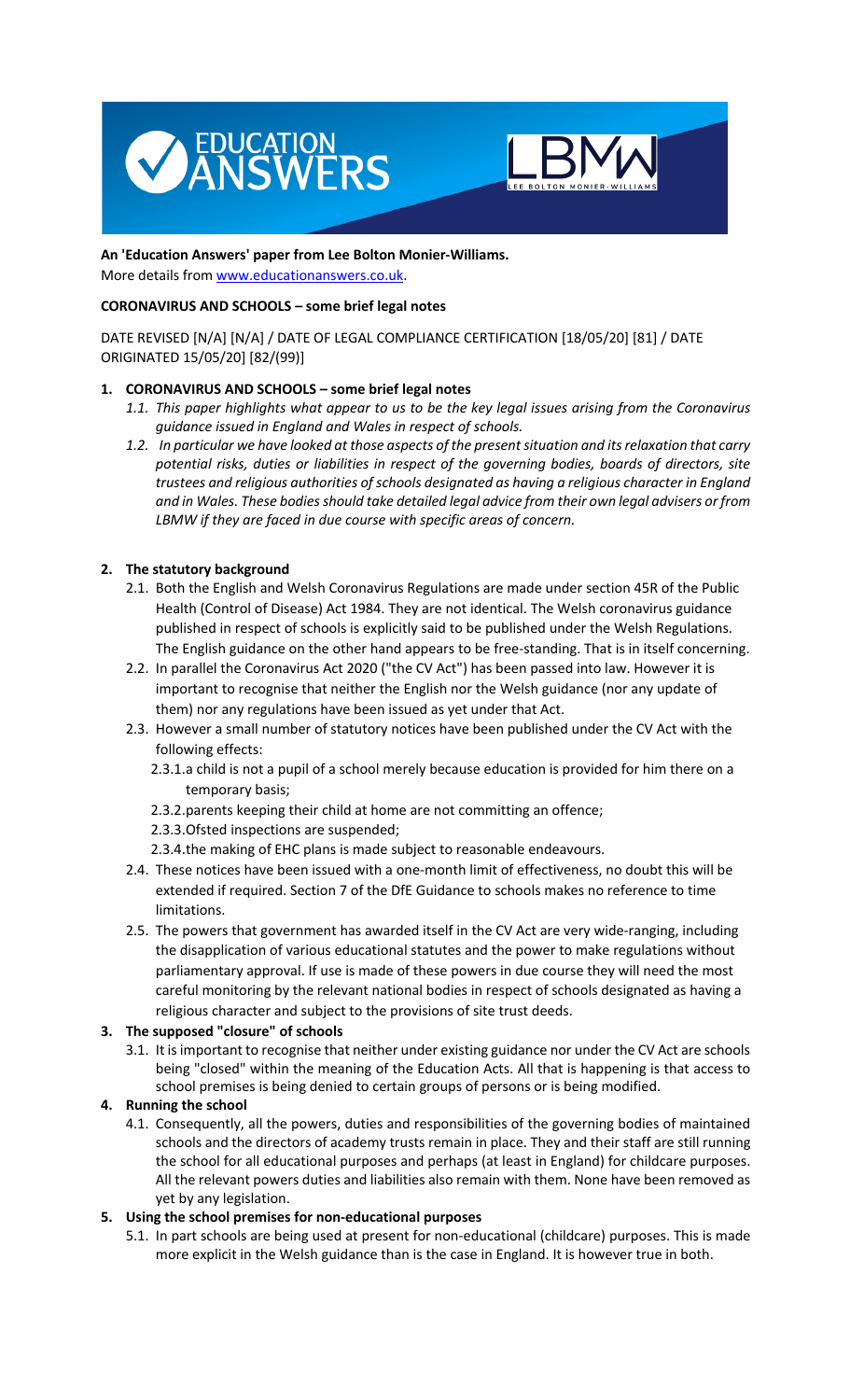**An 'Education Answers' paper from Lee Bolton Monier-Williams.**
More details from www.educationanswers.co.uk.

**CORONAVIRUS AND SCHOOLS – some brief legal notes**

DATE REVISED [N/A] [N/A] / DATE OF LEGAL COMPLIANCE CERTIFICATION [18/05/20] [81] / DATE ORIGINATED 15/05/20] [82/(99)]

## 1. CORONAVIRUS AND SCHOOLS – some brief legal notes

*1.1. This paper highlights what appear to us to be the key legal issues arising from the Coronavirus guidance issued in England and Wales in respect of schools.*

*1.2. In particular we have looked at those aspects of the present situation and its relaxation that carry potential risks, duties or liabilities in respect of the governing bodies, boards of directors, site trustees and religious authorities of schools designated as having a religious character in England and in Wales. These bodies should take detailed legal advice from their own legal advisers or from LBMW if they are faced in due course with specific areas of concern.*

## 2. The statutory background

2.1. Both the English and Welsh Coronavirus Regulations are made under section 45R of the Public Health (Control of Disease) Act 1984. They are not identical. The Welsh coronavirus guidance published in respect of schools is explicitly said to be published under the Welsh Regulations. The English guidance on the other hand appears to be free-standing. That is in itself concerning.

2.2. In parallel the Coronavirus Act 2020 ("the CV Act") has been passed into law. However it is important to recognise that neither the English nor the Welsh guidance (nor any update of them) nor any regulations have been issued as yet under that Act.

2.3. However a small number of statutory notices have been published under the CV Act with the following effects:

2.3.1. a child is not a pupil of a school merely because education is provided for him there on a temporary basis;

2.3.2. parents keeping their child at home are not committing an offence;

2.3.3. Ofsted inspections are suspended;

2.3.4. the making of EHC plans is made subject to reasonable endeavours.

2.4. These notices have been issued with a one-month limit of effectiveness, no doubt this will be extended if required. Section 7 of the DfE Guidance to schools makes no reference to time limitations.

2.5. The powers that government has awarded itself in the CV Act are very wide-ranging, including the disapplication of various educational statutes and the power to make regulations without parliamentary approval. If use is made of these powers in due course they will need the most careful monitoring by the relevant national bodies in respect of schools designated as having a religious character and subject to the provisions of site trust deeds.

## 3. The supposed "closure" of schools

3.1. It is important to recognise that neither under existing guidance nor under the CV Act are schools being "closed" within the meaning of the Education Acts. All that is happening is that access to school premises is being denied to certain groups of persons or is being modified.

## 4. Running the school

4.1. Consequently, all the powers, duties and responsibilities of the governing bodies of maintained schools and the directors of academy trusts remain in place. They and their staff are still running the school for all educational purposes and perhaps (at least in England) for childcare purposes. All the relevant powers duties and liabilities also remain with them. None have been removed as yet by any legislation.

## 5. Using the school premises for non-educational purposes

5.1. In part schools are being used at present for non-educational (childcare) purposes. This is made more explicit in the Welsh guidance than is the case in England. It is however true in both.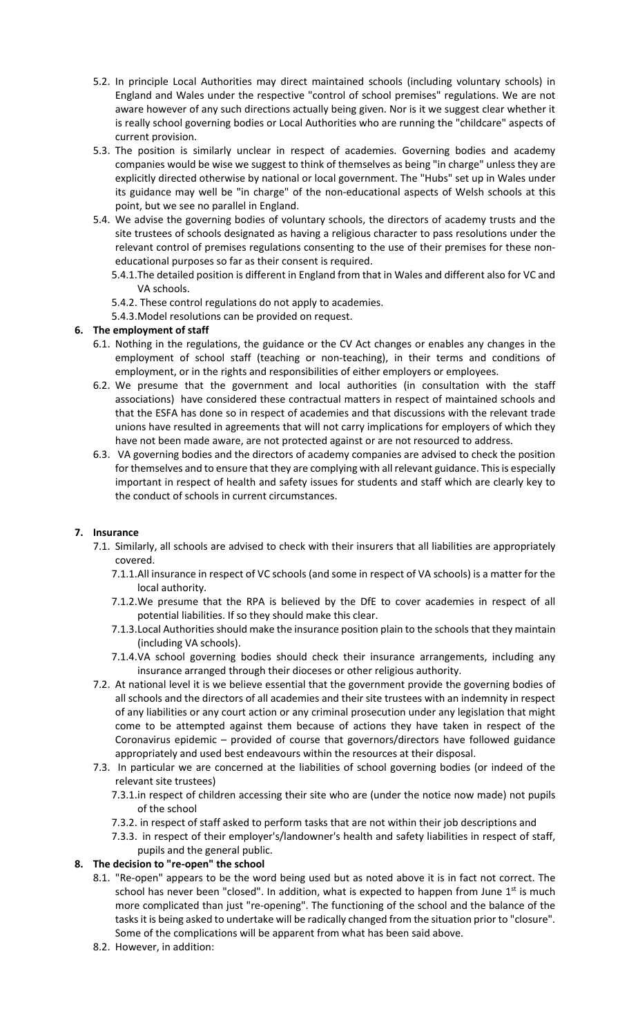5.2. In principle Local Authorities may direct maintained schools (including voluntary schools) in England and Wales under the respective "control of school premises" regulations. We are not aware however of any such directions actually being given. Nor is it we suggest clear whether it is really school governing bodies or Local Authorities who are running the "childcare" aspects of current provision.

5.3. The position is similarly unclear in respect of academies. Governing bodies and academy companies would be wise we suggest to think of themselves as being "in charge" unless they are explicitly directed otherwise by national or local government. The "Hubs" set up in Wales under its guidance may well be "in charge" of the non-educational aspects of Welsh schools at this point, but we see no parallel in England.

5.4. We advise the governing bodies of voluntary schools, the directors of academy trusts and the site trustees of schools designated as having a religious character to pass resolutions under the relevant control of premises regulations consenting to the use of their premises for these non-educational purposes so far as their consent is required.

   5.4.1. The detailed position is different in England from that in Wales and different also for VC and VA schools.

   5.4.2. These control regulations do not apply to academies.

   5.4.3. Model resolutions can be provided on request.

## 6. The employment of staff

6.1. Nothing in the regulations, the guidance or the CV Act changes or enables any changes in the employment of school staff (teaching or non-teaching), in their terms and conditions of employment, or in the rights and responsibilities of either employers or employees.

6.2. We presume that the government and local authorities (in consultation with the staff associations) have considered these contractual matters in respect of maintained schools and that the ESFA has done so in respect of academies and that discussions with the relevant trade unions have resulted in agreements that will not carry implications for employers of which they have not been made aware, are not protected against or are not resourced to address.

6.3. VA governing bodies and the directors of academy companies are advised to check the position for themselves and to ensure that they are complying with all relevant guidance. This is especially important in respect of health and safety issues for students and staff which are clearly key to the conduct of schools in current circumstances.

## 7. Insurance

7.1. Similarly, all schools are advised to check with their insurers that all liabilities are appropriately covered.

   7.1.1. All insurance in respect of VC schools (and some in respect of VA schools) is a matter for the local authority.

   7.1.2. We presume that the RPA is believed by the DfE to cover academies in respect of all potential liabilities. If so they should make this clear.

   7.1.3. Local Authorities should make the insurance position plain to the schools that they maintain (including VA schools).

   7.1.4. VA school governing bodies should check their insurance arrangements, including any insurance arranged through their dioceses or other religious authority.

7.2. At national level it is we believe essential that the government provide the governing bodies of all schools and the directors of all academies and their site trustees with an indemnity in respect of any liabilities or any court action or any criminal prosecution under any legislation that might come to be attempted against them because of actions they have taken in respect of the Coronavirus epidemic – provided of course that governors/directors have followed guidance appropriately and used best endeavours within the resources at their disposal.

7.3. In particular we are concerned at the liabilities of school governing bodies (or indeed of the relevant site trustees)

   7.3.1. in respect of children accessing their site who are (under the notice now made) not pupils of the school

   7.3.2. in respect of staff asked to perform tasks that are not within their job descriptions and

   7.3.3. in respect of their employer's/landowner's health and safety liabilities in respect of staff, pupils and the general public.

## 8. The decision to "re-open" the school

8.1. "Re-open" appears to be the word being used but as noted above it is in fact not correct. The school has never been "closed". In addition, what is expected to happen from June 1st is much more complicated than just "re-opening". The functioning of the school and the balance of the tasks it is being asked to undertake will be radically changed from the situation prior to "closure". Some of the complications will be apparent from what has been said above.

8.2. However, in addition: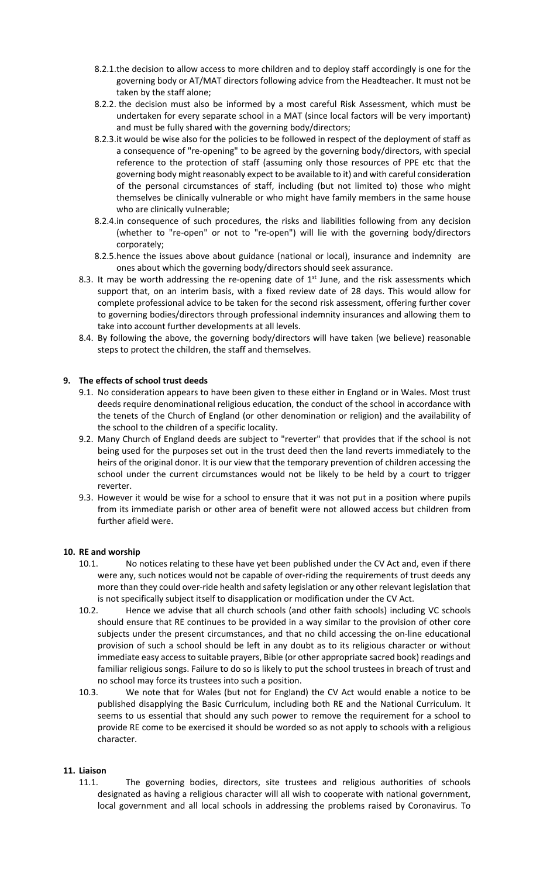8.2.1. the decision to allow access to more children and to deploy staff accordingly is one for the governing body or AT/MAT directors following advice from the Headteacher. It must not be taken by the staff alone;

8.2.2. the decision must also be informed by a most careful Risk Assessment, which must be undertaken for every separate school in a MAT (since local factors will be very important) and must be fully shared with the governing body/directors;

8.2.3. it would be wise also for the policies to be followed in respect of the deployment of staff as a consequence of "re-opening" to be agreed by the governing body/directors, with special reference to the protection of staff (assuming only those resources of PPE etc that the governing body might reasonably expect to be available to it) and with careful consideration of the personal circumstances of staff, including (but not limited to) those who might themselves be clinically vulnerable or who might have family members in the same house who are clinically vulnerable;

8.2.4. in consequence of such procedures, the risks and liabilities following from any decision (whether to "re-open" or not to "re-open") will lie with the governing body/directors corporately;

8.2.5. hence the issues above about guidance (national or local), insurance and indemnity are ones about which the governing body/directors should seek assurance.

8.3. It may be worth addressing the re-opening date of 1st June, and the risk assessments which support that, on an interim basis, with a fixed review date of 28 days. This would allow for complete professional advice to be taken for the second risk assessment, offering further cover to governing bodies/directors through professional indemnity insurances and allowing them to take into account further developments at all levels.

8.4. By following the above, the governing body/directors will have taken (we believe) reasonable steps to protect the children, the staff and themselves.

## 9. The effects of school trust deeds

9.1. No consideration appears to have been given to these either in England or in Wales. Most trust deeds require denominational religious education, the conduct of the school in accordance with the tenets of the Church of England (or other denomination or religion) and the availability of the school to the children of a specific locality.

9.2. Many Church of England deeds are subject to "reverter" that provides that if the school is not being used for the purposes set out in the trust deed then the land reverts immediately to the heirs of the original donor. It is our view that the temporary prevention of children accessing the school under the current circumstances would not be likely to be held by a court to trigger reverter.

9.3. However it would be wise for a school to ensure that it was not put in a position where pupils from its immediate parish or other area of benefit were not allowed access but children from further afield were.

## 10. RE and worship

10.1. No notices relating to these have yet been published under the CV Act and, even if there were any, such notices would not be capable of over-riding the requirements of trust deeds any more than they could over-ride health and safety legislation or any other relevant legislation that is not specifically subject itself to disapplication or modification under the CV Act.

10.2. Hence we advise that all church schools (and other faith schools) including VC schools should ensure that RE continues to be provided in a way similar to the provision of other core subjects under the present circumstances, and that no child accessing the on-line educational provision of such a school should be left in any doubt as to its religious character or without immediate easy access to suitable prayers, Bible (or other appropriate sacred book) readings and familiar religious songs. Failure to do so is likely to put the school trustees in breach of trust and no school may force its trustees into such a position.

10.3. We note that for Wales (but not for England) the CV Act would enable a notice to be published disapplying the Basic Curriculum, including both RE and the National Curriculum. It seems to us essential that should any such power to remove the requirement for a school to provide RE come to be exercised it should be worded so as not apply to schools with a religious character.

## 11. Liaison

11.1. The governing bodies, directors, site trustees and religious authorities of schools designated as having a religious character will all wish to cooperate with national government, local government and all local schools in addressing the problems raised by Coronavirus. To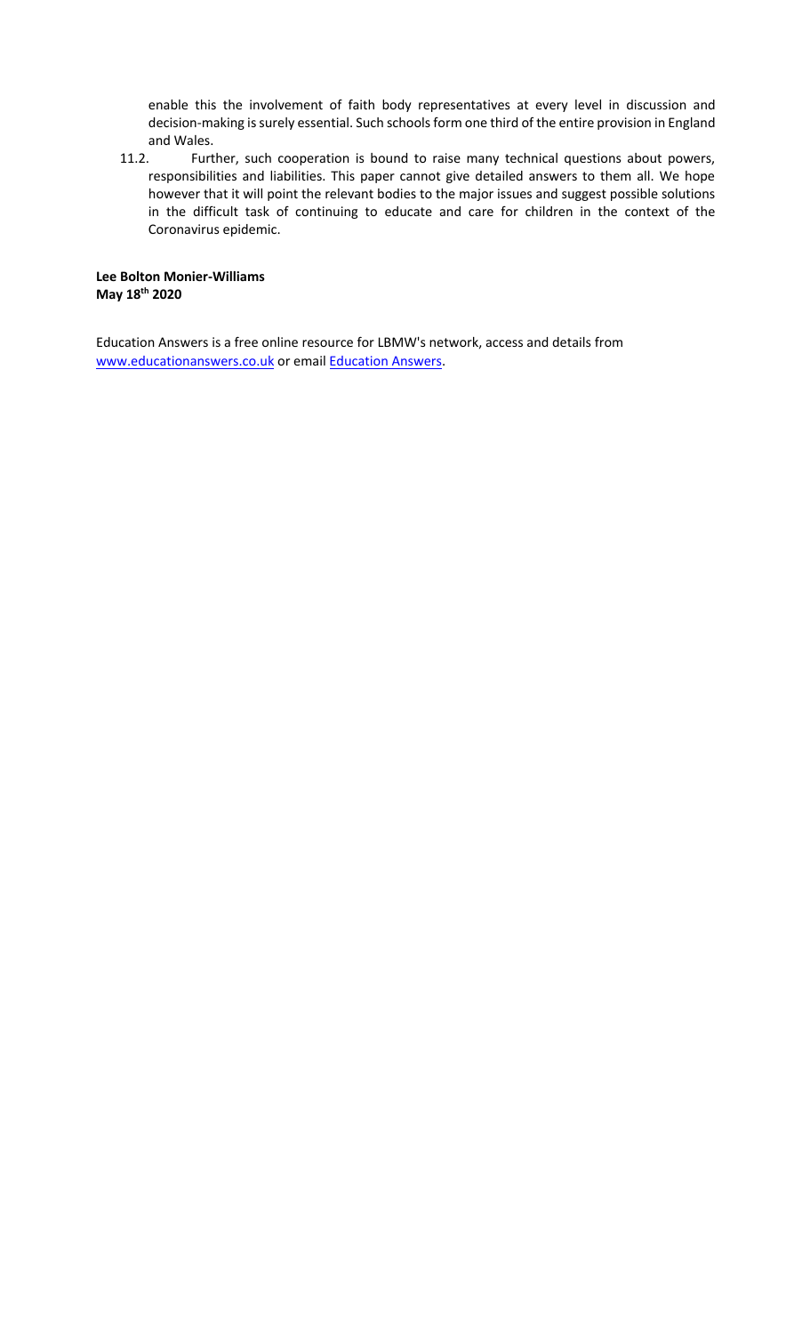enable this the involvement of faith body representatives at every level in discussion and decision-making is surely essential. Such schools form one third of the entire provision in England and Wales.

11.2. Further, such cooperation is bound to raise many technical questions about powers, responsibilities and liabilities. This paper cannot give detailed answers to them all. We hope however that it will point the relevant bodies to the major issues and suggest possible solutions in the difficult task of continuing to educate and care for children in the context of the Coronavirus epidemic.

**Lee Bolton Monier-Williams**
**May 18th 2020**

Education Answers is a free online resource for LBMW's network, access and details from [www.educationanswers.co.uk](http://www.educationanswers.co.uk) or email Education Answers.